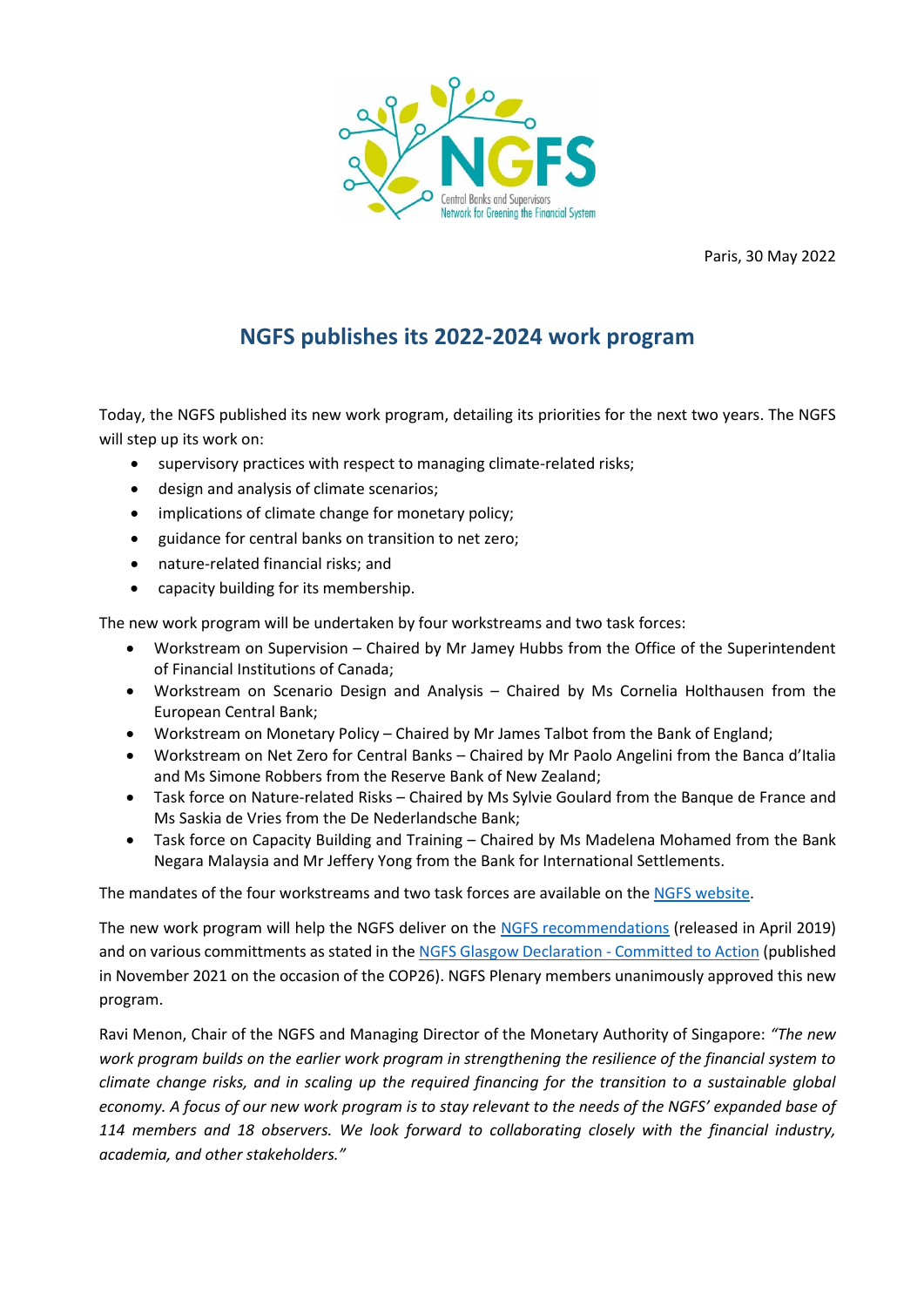Paris, 30 May 2022

# NGFS publishes its 2022-2024 work program

Today, the NGFS published its new work program, detailing its priorities for the next two years. The NGFS will step up its work on:

- supervisory practices with respect to managing climate-related risks;
- design and analysis of climate scenarios;
- implications of climate change for monetary policy;
- guidance for central banks on transition to net zero;
- nature-related financial risks; and
- capacity building for its membership.

The new work program will be undertaken by four workstreams and two task forces:

- Workstream on Supervision – Chaired by Mr Jamey Hubbs from the Office of the Superintendent of Financial Institutions of Canada;
- Workstream on Scenario Design and Analysis – Chaired by Ms Cornelia Holthausen from the European Central Bank;
- Workstream on Monetary Policy – Chaired by Mr James Talbot from the Bank of England;
- Workstream on Net Zero for Central Banks – Chaired by Mr Paolo Angelini from the Banca d'Italia and Ms Simone Robbers from the Reserve Bank of New Zealand;
- Task force on Nature-related Risks – Chaired by Ms Sylvie Goulard from the Banque de France and Ms Saskia de Vries from the De Nederlandsche Bank;
- Task force on Capacity Building and Training – Chaired by Ms Madelena Mohamed from the Bank Negara Malaysia and Mr Jeffery Yong from the Bank for International Settlements.

The mandates of the four workstreams and two task forces are available on the NGFS website.

The new work program will help the NGFS deliver on the NGFS recommendations (released in April 2019) and on various committments as stated in the NGFS Glasgow Declaration - Committed to Action (published in November 2021 on the occasion of the COP26). NGFS Plenary members unanimously approved this new program.

Ravi Menon, Chair of the NGFS and Managing Director of the Monetary Authority of Singapore: *"The new work program builds on the earlier work program in strengthening the resilience of the financial system to climate change risks, and in scaling up the required financing for the transition to a sustainable global economy. A focus of our new work program is to stay relevant to the needs of the NGFS' expanded base of 114 members and 18 observers. We look forward to collaborating closely with the financial industry, academia, and other stakeholders."*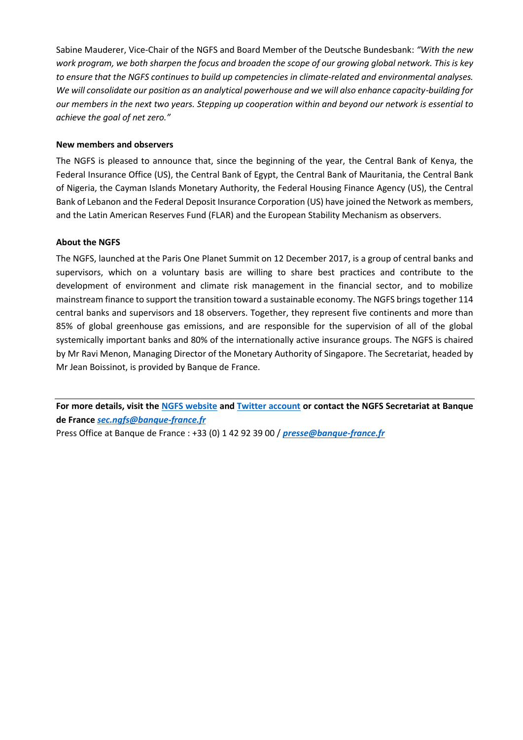Sabine Mauderer, Vice-Chair of the NGFS and Board Member of the Deutsche Bundesbank: *"With the new work program, we both sharpen the focus and broaden the scope of our growing global network. This is key to ensure that the NGFS continues to build up competencies in climate-related and environmental analyses. We will consolidate our position as an analytical powerhouse and we will also enhance capacity-building for our members in the next two years. Stepping up cooperation within and beyond our network is essential to achieve the goal of net zero."*

**New members and observers**

The NGFS is pleased to announce that, since the beginning of the year, the Central Bank of Kenya, the Federal Insurance Office (US), the Central Bank of Egypt, the Central Bank of Mauritania, the Central Bank of Nigeria, the Cayman Islands Monetary Authority, the Federal Housing Finance Agency (US), the Central Bank of Lebanon and the Federal Deposit Insurance Corporation (US) have joined the Network as members, and the Latin American Reserves Fund (FLAR) and the European Stability Mechanism as observers.

**About the NGFS**

The NGFS, launched at the Paris One Planet Summit on 12 December 2017, is a group of central banks and supervisors, which on a voluntary basis are willing to share best practices and contribute to the development of environment and climate risk management in the financial sector, and to mobilize mainstream finance to support the transition toward a sustainable economy. The NGFS brings together 114 central banks and supervisors and 18 observers. Together, they represent five continents and more than 85% of global greenhouse gas emissions, and are responsible for the supervision of all of the global systemically important banks and 80% of the internationally active insurance groups. The NGFS is chaired by Mr Ravi Menon, Managing Director of the Monetary Authority of Singapore. The Secretariat, headed by Mr Jean Boissinot, is provided by Banque de France.

---

**For more details, visit the NGFS website and Twitter account or contact the NGFS Secretariat at Banque de France** ***sec.ngfs@banque-france.fr***

Press Office at Banque de France : +33 (0) 1 42 92 39 00 / ***presse@banque-france.fr***